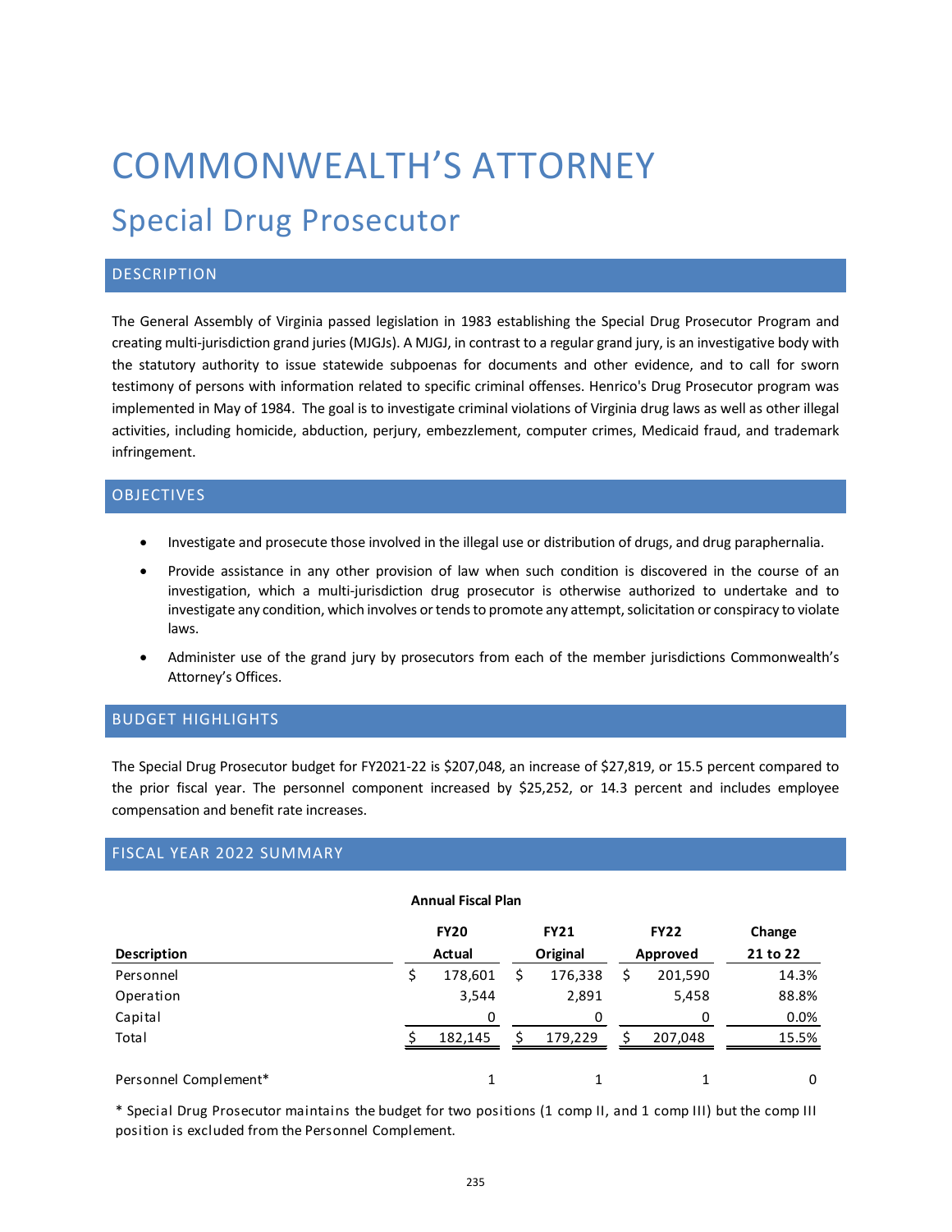# COMMONWEALTH'S ATTORNEY

## Special Drug Prosecutor

### DESCRIPTION

The General Assembly of Virginia passed legislation in 1983 establishing the Special Drug Prosecutor Program and creating multi-jurisdiction grand juries (MJGJs). A MJGJ, in contrast to a regular grand jury, is an investigative body with the statutory authority to issue statewide subpoenas for documents and other evidence, and to call for sworn testimony of persons with information related to specific criminal offenses. Henrico's Drug Prosecutor program was implemented in May of 1984. The goal is to investigate criminal violations of Virginia drug laws as well as other illegal activities, including homicide, abduction, perjury, embezzlement, computer crimes, Medicaid fraud, and trademark infringement.

### OBJECTIVES

- Investigate and prosecute those involved in the illegal use or distribution of drugs, and drug paraphernalia.
- Provide assistance in any other provision of law when such condition is discovered in the course of an investigation, which a multi-jurisdiction drug prosecutor is otherwise authorized to undertake and to investigate any condition, which involves or tends to promote any attempt, solicitation or conspiracy to violate laws.
- Administer use of the grand jury by prosecutors from each of the member jurisdictions Commonwealth's Attorney's Offices.

### BUDGET HIGHLIGHTS

The Special Drug Prosecutor budget for FY2021-22 is $207,048, an increase of $27,819, or 15.5 percent compared to the prior fiscal year. The personnel component increased by $25,252, or 14.3 percent and includes employee compensation and benefit rate increases.

### FISCAL YEAR 2022 SUMMARY

**Annual Fiscal Plan**

| Description | FY20 Actual | FY21 Original | FY22 Approved | Change 21 to 22 |
|---|---|---|---|---|
| Personnel | $ 178,601 | $ 176,338 | $ 201,590 | 14.3% |
| Operation | 3,544 | 2,891 | 5,458 | 88.8% |
| Capital | 0 | 0 | 0 | 0.0% |
| Total | $ 182,145 | $ 179,229 | $ 207,048 | 15.5% |
| | | | | |
| Personnel Complement* | 1 | 1 | 1 | 0 |

\* Special Drug Prosecutor maintains the budget for two positions (1 comp II, and 1 comp III) but the comp III position is excluded from the Personnel Complement.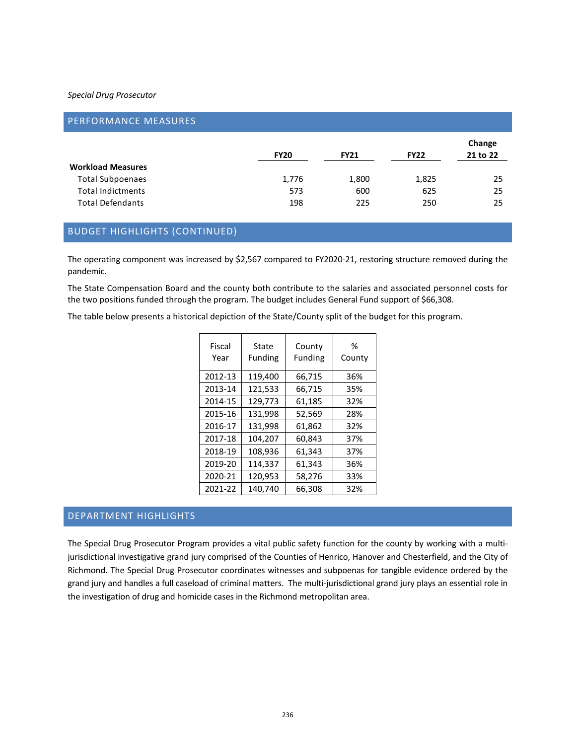*Special Drug Prosecutor*

## PERFORMANCE MEASURES

| | FY20 | FY21 | FY22 | Change 21 to 22 |
|---|---|---|---|---|
| **Workload Measures** | | | | |
| Total Subpoenaes | 1,776 | 1,800 | 1,825 | 25 |
| Total Indictments | 573 | 600 | 625 | 25 |
| Total Defendants | 198 | 225 | 250 | 25 |

## BUDGET HIGHLIGHTS (CONTINUED)

The operating component was increased by $2,567 compared to FY2020-21, restoring structure removed during the pandemic.

The State Compensation Board and the county both contribute to the salaries and associated personnel costs for the two positions funded through the program. The budget includes General Fund support of $66,308.

The table below presents a historical depiction of the State/County split of the budget for this program.

| Fiscal Year | State Funding | County Funding | % County |
|---|---|---|---|
| 2012-13 | 119,400 | 66,715 | 36% |
| 2013-14 | 121,533 | 66,715 | 35% |
| 2014-15 | 129,773 | 61,185 | 32% |
| 2015-16 | 131,998 | 52,569 | 28% |
| 2016-17 | 131,998 | 61,862 | 32% |
| 2017-18 | 104,207 | 60,843 | 37% |
| 2018-19 | 108,936 | 61,343 | 37% |
| 2019-20 | 114,337 | 61,343 | 36% |
| 2020-21 | 120,953 | 58,276 | 33% |
| 2021-22 | 140,740 | 66,308 | 32% |

## DEPARTMENT HIGHLIGHTS

The Special Drug Prosecutor Program provides a vital public safety function for the county by working with a multi-jurisdictional investigative grand jury comprised of the Counties of Henrico, Hanover and Chesterfield, and the City of Richmond. The Special Drug Prosecutor coordinates witnesses and subpoenas for tangible evidence ordered by the grand jury and handles a full caseload of criminal matters. The multi-jurisdictional grand jury plays an essential role in the investigation of drug and homicide cases in the Richmond metropolitan area.